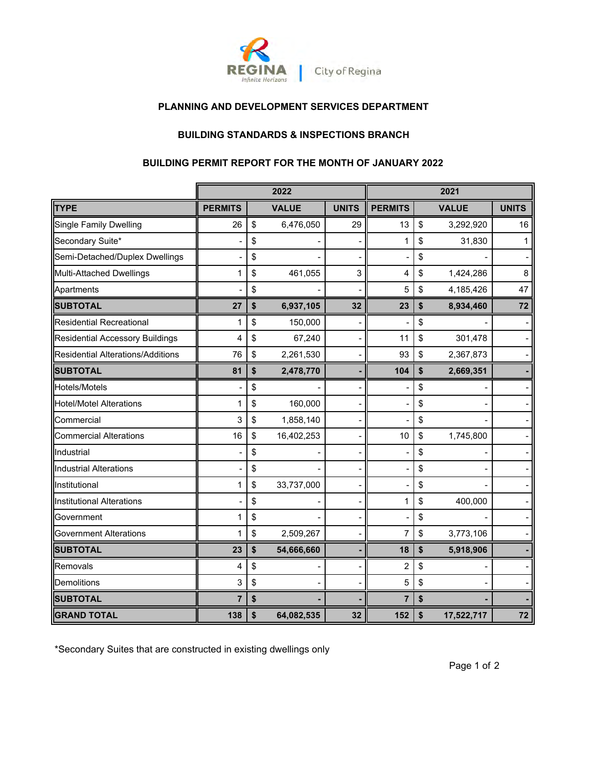REGINA *Infinite Horizons* | City of Regina

## PLANNING AND DEVELOPMENT SERVICES DEPARTMENT

## BUILDING STANDARDS & INSPECTIONS BRANCH

## BUILDING PERMIT REPORT FOR THE MONTH OF JANUARY 2022

| | 2022 | | | | 2021 | | | |
|---|---|---|---|---|---|---|---|---|
| **TYPE** | **PERMITS** | **VALUE** | | **UNITS** | **PERMITS** | **VALUE** | | **UNITS** |
| Single Family Dwelling | 26 | $ | 6,476,050 | 29 | 13 | $ | 3,292,920 | 16 |
| Secondary Suite* | - | $ | - | - | 1 | $ | 31,830 | 1 |
| Semi-Detached/Duplex Dwellings | - | $ | - | - | - | $ | - | - |
| Multi-Attached Dwellings | 1 | $ | 461,055 | 3 | 4 | $ | 1,424,286 | 8 |
| Apartments | - | $ | - | - | 5 | $ | 4,185,426 | 47 |
| **SUBTOTAL** | **27** | **$** | **6,937,105** | **32** | **23** | **$** | **8,934,460** | **72** |
| Residential Recreational | 1 | $ | 150,000 | - | - | $ | - | - |
| Residential Accessory Buildings | 4 | $ | 67,240 | - | 11 | $ | 301,478 | - |
| Residential Alterations/Additions | 76 | $ | 2,261,530 | - | 93 | $ | 2,367,873 | - |
| **SUBTOTAL** | **81** | **$** | **2,478,770** | **-** | **104** | **$** | **2,669,351** | **-** |
| Hotels/Motels | - | $ | - | - | - | $ | - | - |
| Hotel/Motel Alterations | 1 | $ | 160,000 | - | - | $ | - | - |
| Commercial | 3 | $ | 1,858,140 | - | - | $ | - | - |
| Commercial Alterations | 16 | $ | 16,402,253 | - | 10 | $ | 1,745,800 | - |
| Industrial | - | $ | - | - | - | $ | - | - |
| Industrial Alterations | - | $ | - | - | - | $ | - | - |
| Institutional | 1 | $ | 33,737,000 | - | - | $ | - | - |
| Institutional Alterations | - | $ | - | - | 1 | $ | 400,000 | - |
| Government | 1 | $ | - | - | - | $ | - | - |
| Government Alterations | 1 | $ | 2,509,267 | - | 7 | $ | 3,773,106 | - |
| **SUBTOTAL** | **23** | **$** | **54,666,660** | **-** | **18** | **$** | **5,918,906** | **-** |
| Removals | 4 | $ | - | - | 2 | $ | - | - |
| Demolitions | 3 | $ | - | - | 5 | $ | - | - |
| **SUBTOTAL** | **7** | **$** | **-** | **-** | **7** | **$** | **-** | **-** |
| **GRAND TOTAL** | **138** | **$** | **64,082,535** | **32** | **152** | **$** | **17,522,717** | **72** |

*Secondary Suites that are constructed in existing dwellings only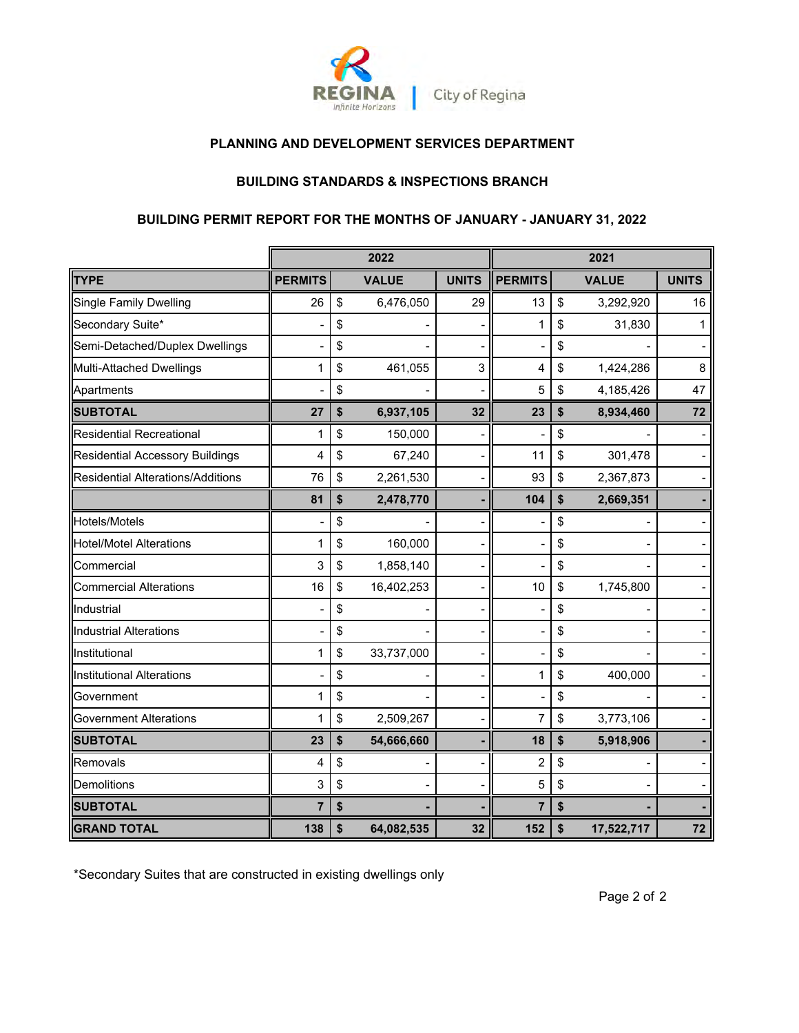REGINA *Infinite Horizons* | City of Regina

### PLANNING AND DEVELOPMENT SERVICES DEPARTMENT

### BUILDING STANDARDS & INSPECTIONS BRANCH

### BUILDING PERMIT REPORT FOR THE MONTHS OF JANUARY - JANUARY 31, 2022

| | 2022 | | | | 2021 | | | |
|---|---|---|---|---|---|---|---|---|
| **TYPE** | **PERMITS** | | **VALUE** | **UNITS** | **PERMITS** | | **VALUE** | **UNITS** |
| Single Family Dwelling | 26 | $ | 6,476,050 | 29 | 13 | $ | 3,292,920 | 16 |
| Secondary Suite* | - | $ | - | - | 1 | $ | 31,830 | 1 |
| Semi-Detached/Duplex Dwellings | - | $ | - | - | - | $ | - | - |
| Multi-Attached Dwellings | 1 | $ | 461,055 | 3 | 4 | $ | 1,424,286 | 8 |
| Apartments | - | $ | - | - | 5 | $ | 4,185,426 | 47 |
| **SUBTOTAL** | **27** | **$** | **6,937,105** | **32** | **23** | **$** | **8,934,460** | **72** |
| Residential Recreational | 1 | $ | 150,000 | - | - | $ | - | - |
| Residential Accessory Buildings | 4 | $ | 67,240 | - | 11 | $ | 301,478 | - |
| Residential Alterations/Additions | 76 | $ | 2,261,530 | - | 93 | $ | 2,367,873 | - |
| | **81** | **$** | **2,478,770** | **-** | **104** | **$** | **2,669,351** | **-** |
| Hotels/Motels | - | $ | - | - | - | $ | - | - |
| Hotel/Motel Alterations | 1 | $ | 160,000 | - | - | $ | - | - |
| Commercial | 3 | $ | 1,858,140 | - | - | $ | - | - |
| Commercial Alterations | 16 | $ | 16,402,253 | - | 10 | $ | 1,745,800 | - |
| Industrial | - | $ | - | - | - | $ | - | - |
| Industrial Alterations | - | $ | - | - | - | $ | - | - |
| Institutional | 1 | $ | 33,737,000 | - | - | $ | - | - |
| Institutional Alterations | - | $ | - | - | 1 | $ | 400,000 | - |
| Government | 1 | $ | - | - | - | $ | - | - |
| Government Alterations | 1 | $ | 2,509,267 | - | 7 | $ | 3,773,106 | - |
| **SUBTOTAL** | **23** | **$** | **54,666,660** | **-** | **18** | **$** | **5,918,906** | **-** |
| Removals | 4 | $ | - | - | 2 | $ | - | - |
| Demolitions | 3 | $ | - | - | 5 | $ | - | - |
| **SUBTOTAL** | **7** | **$** | **-** | **-** | **7** | **$** | **-** | **-** |
| **GRAND TOTAL** | **138** | **$** | **64,082,535** | **32** | **152** | **$** | **17,522,717** | **72** |

*Secondary Suites that are constructed in existing dwellings only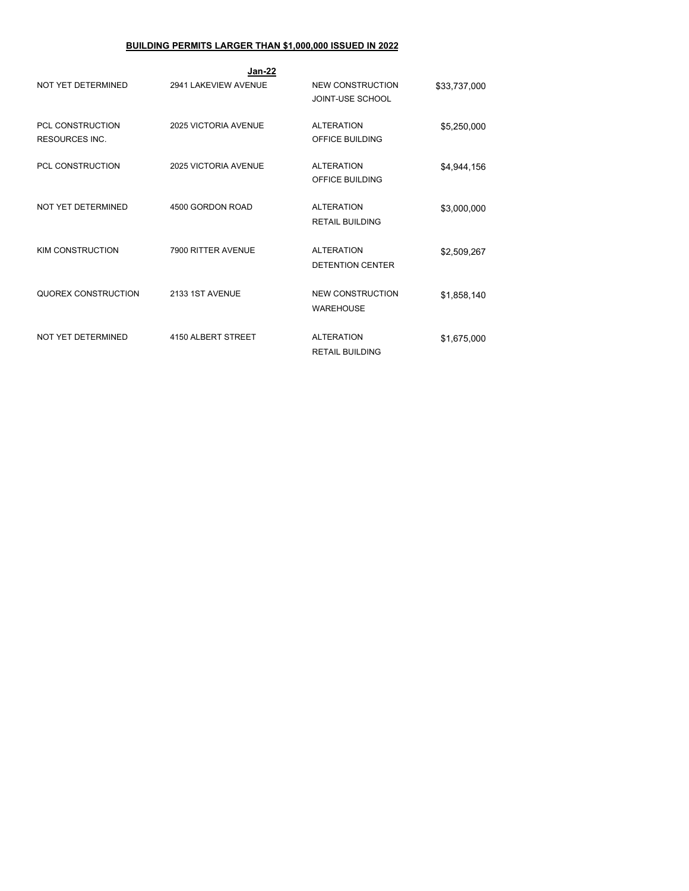**BUILDING PERMITS LARGER THAN $1,000,000 ISSUED IN 2022**

**Jan-22**

| | | | |
|---|---|---|---|
| NOT YET DETERMINED | 2941 LAKEVIEW AVENUE | NEW CONSTRUCTION JOINT-USE SCHOOL | $33,737,000 |
| PCL CONSTRUCTION RESOURCES INC. | 2025 VICTORIA AVENUE | ALTERATION OFFICE BUILDING | $5,250,000 |
| PCL CONSTRUCTION | 2025 VICTORIA AVENUE | ALTERATION OFFICE BUILDING | $4,944,156 |
| NOT YET DETERMINED | 4500 GORDON ROAD | ALTERATION RETAIL BUILDING | $3,000,000 |
| KIM CONSTRUCTION | 7900 RITTER AVENUE | ALTERATION DETENTION CENTER | $2,509,267 |
| QUOREX CONSTRUCTION | 2133 1ST AVENUE | NEW CONSTRUCTION WAREHOUSE | $1,858,140 |
| NOT YET DETERMINED | 4150 ALBERT STREET | ALTERATION RETAIL BUILDING | $1,675,000 |